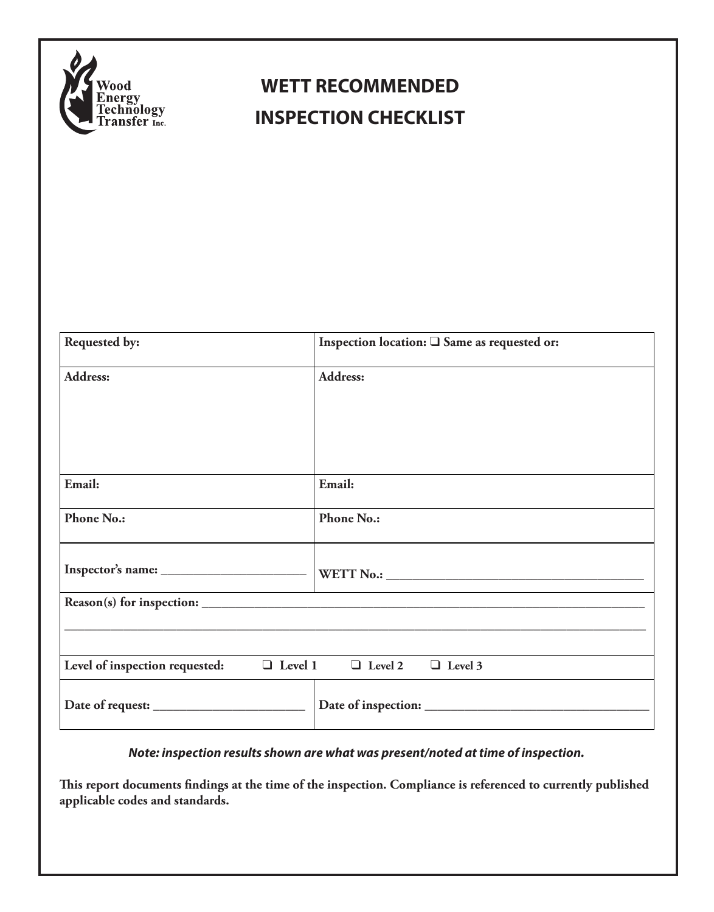Wood Energy Technology Transfer Inc.

# WETT RECOMMENDED INSPECTION CHECKLIST

| Requested by: | Inspection location: ❑ Same as requested or: |
|---|---|
| Address: | Address: |
| Email: | Email: |
| Phone No.: | Phone No.: |
| Inspector's name: ______________________ | WETT No.: ________________________________________ |
| Reason(s) for inspection: ________________________________________________________________________ | |
| Level of inspection requested: ❑ Level 1 ❑ Level 2 ❑ Level 3 | |
| Date of request: _______________________ | Date of inspection: __________________________________ |

***Note: inspection results shown are what was present/noted at time of inspection.***

**This report documents findings at the time of the inspection. Compliance is referenced to currently published applicable codes and standards.**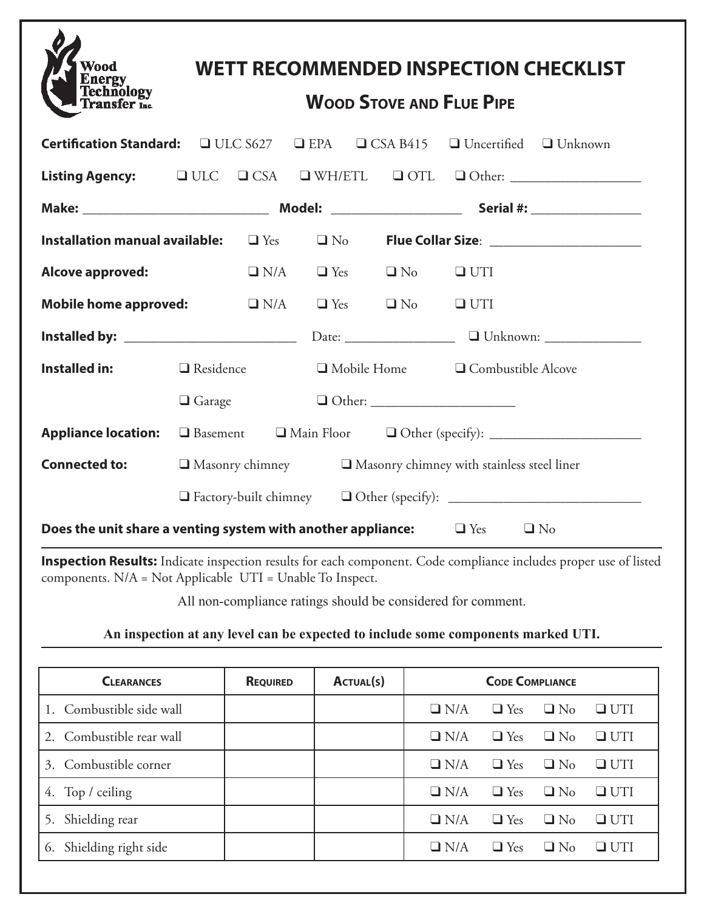# WETT RECOMMENDED INSPECTION CHECKLIST

## Wood Stove and Flue Pipe

**Certification Standard:** ❑ ULC S627 ❑ EPA ❑ CSA B415 ❑ Uncertified ❑ Unknown

**Listing Agency:** ❑ ULC ❑ CSA ❑ WH/ETL ❑ OTL ❑ Other: ___________________

**Make:** ___________________________ **Model:** ___________________ **Serial #:** ________________

**Installation manual available:** ❑ Yes ❑ No **Flue Collar Size**: ______________________

**Alcove approved:** ❑ N/A ❑ Yes ❑ No ❑ UTI

**Mobile home approved:** ❑ N/A ❑ Yes ❑ No ❑ UTI

**Installed by:** _________________________ Date: ________________ ❑ Unknown: ______________

**Installed in:** ❑ Residence ❑ Mobile Home ❑ Combustible Alcove

❑ Garage ❑ Other: _____________________

**Appliance location:** ❑ Basement ❑ Main Floor ❑ Other (specify): ______________________

**Connected to:** ❑ Masonry chimney ❑ Masonry chimney with stainless steel liner

❑ Factory-built chimney ❑ Other (specify): ____________________________

**Does the unit share a venting system with another appliance:** ❑ Yes ❑ No

---

**Inspection Results:** Indicate inspection results for each component. Code compliance includes proper use of listed components. N/A = Not Applicable UTI = Unable To Inspect.

All non-compliance ratings should be considered for comment.

**An inspection at any level can be expected to include some components marked UTI.**

---

| Clearances | Required | Actual(s) | Code Compliance |
|---|---|---|---|
| 1. Combustible side wall | | | ❑ N/A ❑ Yes ❑ No ❑ UTI |
| 2. Combustible rear wall | | | ❑ N/A ❑ Yes ❑ No ❑ UTI |
| 3. Combustible corner | | | ❑ N/A ❑ Yes ❑ No ❑ UTI |
| 4. Top / ceiling | | | ❑ N/A ❑ Yes ❑ No ❑ UTI |
| 5. Shielding rear | | | ❑ N/A ❑ Yes ❑ No ❑ UTI |
| 6. Shielding right side | | | ❑ N/A ❑ Yes ❑ No ❑ UTI |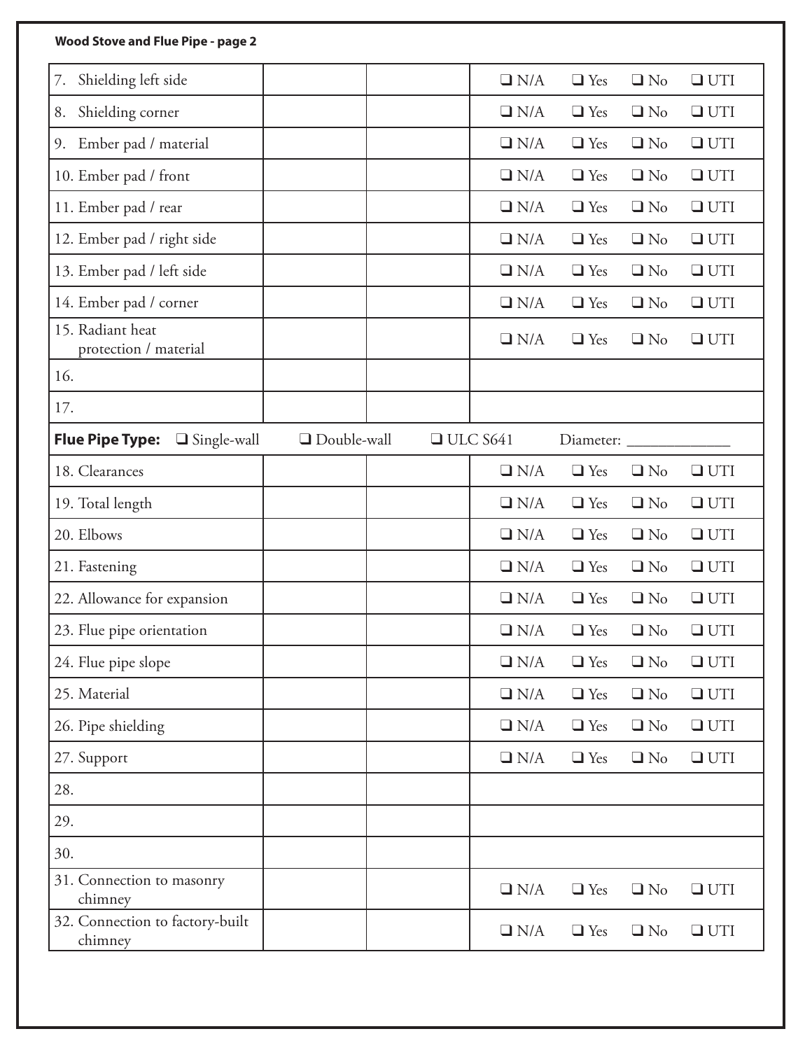**Wood Stove and Flue Pipe - page 2**

| | | | |
|---|---|---|---|
| 7. Shielding left side | | | ❑ N/A ❑ Yes ❑ No ❑ UTI |
| 8. Shielding corner | | | ❑ N/A ❑ Yes ❑ No ❑ UTI |
| 9. Ember pad / material | | | ❑ N/A ❑ Yes ❑ No ❑ UTI |
| 10. Ember pad / front | | | ❑ N/A ❑ Yes ❑ No ❑ UTI |
| 11. Ember pad / rear | | | ❑ N/A ❑ Yes ❑ No ❑ UTI |
| 12. Ember pad / right side | | | ❑ N/A ❑ Yes ❑ No ❑ UTI |
| 13. Ember pad / left side | | | ❑ N/A ❑ Yes ❑ No ❑ UTI |
| 14. Ember pad / corner | | | ❑ N/A ❑ Yes ❑ No ❑ UTI |
| 15. Radiant heat protection / material | | | ❑ N/A ❑ Yes ❑ No ❑ UTI |
| 16. | | | |
| 17. | | | |
| **Flue Pipe Type:** ❑ Single-wall ❑ Double-wall ❑ ULC S641 Diameter: ____________ | | | |
| 18. Clearances | | | ❑ N/A ❑ Yes ❑ No ❑ UTI |
| 19. Total length | | | ❑ N/A ❑ Yes ❑ No ❑ UTI |
| 20. Elbows | | | ❑ N/A ❑ Yes ❑ No ❑ UTI |
| 21. Fastening | | | ❑ N/A ❑ Yes ❑ No ❑ UTI |
| 22. Allowance for expansion | | | ❑ N/A ❑ Yes ❑ No ❑ UTI |
| 23. Flue pipe orientation | | | ❑ N/A ❑ Yes ❑ No ❑ UTI |
| 24. Flue pipe slope | | | ❑ N/A ❑ Yes ❑ No ❑ UTI |
| 25. Material | | | ❑ N/A ❑ Yes ❑ No ❑ UTI |
| 26. Pipe shielding | | | ❑ N/A ❑ Yes ❑ No ❑ UTI |
| 27. Support | | | ❑ N/A ❑ Yes ❑ No ❑ UTI |
| 28. | | | |
| 29. | | | |
| 30. | | | |
| 31. Connection to masonry chimney | | | ❑ N/A ❑ Yes ❑ No ❑ UTI |
| 32. Connection to factory-built chimney | | | ❑ N/A ❑ Yes ❑ No ❑ UTI |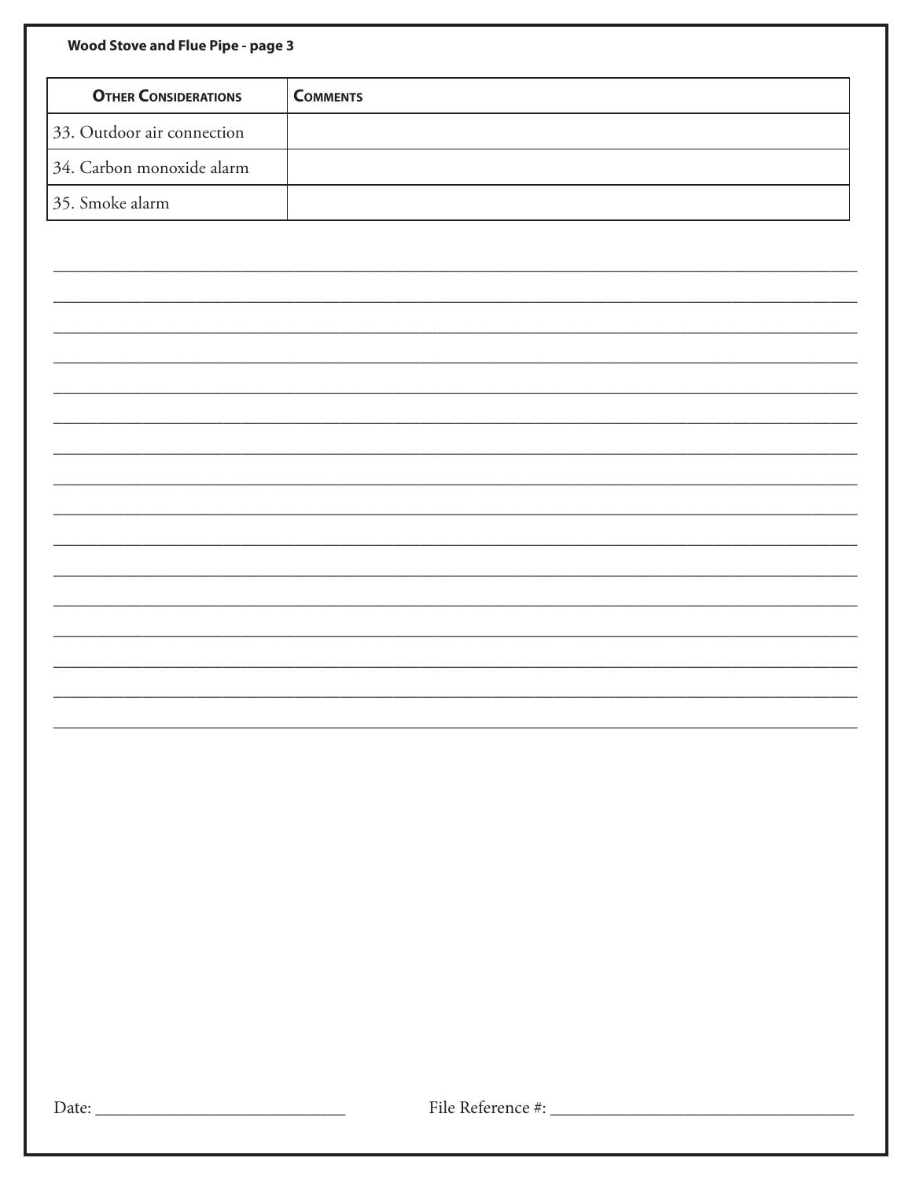**Wood Stove and Flue Pipe - page 3**

| Other Considerations | Comments |
|---|---|
| 33. Outdoor air connection | |
| 34. Carbon monoxide alarm | |
| 35. Smoke alarm | |

\_\_\_\_\_\_\_\_\_\_\_\_\_\_\_\_\_\_\_\_\_\_\_\_\_\_\_\_\_\_\_\_\_\_\_\_\_\_\_\_\_\_\_\_\_\_\_\_\_\_\_\_\_\_\_\_\_\_\_\_\_\_\_\_\_\_\_\_\_\_\_\_\_\_\_\_\_\_

\_\_\_\_\_\_\_\_\_\_\_\_\_\_\_\_\_\_\_\_\_\_\_\_\_\_\_\_\_\_\_\_\_\_\_\_\_\_\_\_\_\_\_\_\_\_\_\_\_\_\_\_\_\_\_\_\_\_\_\_\_\_\_\_\_\_\_\_\_\_\_\_\_\_\_\_\_\_

\_\_\_\_\_\_\_\_\_\_\_\_\_\_\_\_\_\_\_\_\_\_\_\_\_\_\_\_\_\_\_\_\_\_\_\_\_\_\_\_\_\_\_\_\_\_\_\_\_\_\_\_\_\_\_\_\_\_\_\_\_\_\_\_\_\_\_\_\_\_\_\_\_\_\_\_\_\_

\_\_\_\_\_\_\_\_\_\_\_\_\_\_\_\_\_\_\_\_\_\_\_\_\_\_\_\_\_\_\_\_\_\_\_\_\_\_\_\_\_\_\_\_\_\_\_\_\_\_\_\_\_\_\_\_\_\_\_\_\_\_\_\_\_\_\_\_\_\_\_\_\_\_\_\_\_\_

\_\_\_\_\_\_\_\_\_\_\_\_\_\_\_\_\_\_\_\_\_\_\_\_\_\_\_\_\_\_\_\_\_\_\_\_\_\_\_\_\_\_\_\_\_\_\_\_\_\_\_\_\_\_\_\_\_\_\_\_\_\_\_\_\_\_\_\_\_\_\_\_\_\_\_\_\_\_

\_\_\_\_\_\_\_\_\_\_\_\_\_\_\_\_\_\_\_\_\_\_\_\_\_\_\_\_\_\_\_\_\_\_\_\_\_\_\_\_\_\_\_\_\_\_\_\_\_\_\_\_\_\_\_\_\_\_\_\_\_\_\_\_\_\_\_\_\_\_\_\_\_\_\_\_\_\_

\_\_\_\_\_\_\_\_\_\_\_\_\_\_\_\_\_\_\_\_\_\_\_\_\_\_\_\_\_\_\_\_\_\_\_\_\_\_\_\_\_\_\_\_\_\_\_\_\_\_\_\_\_\_\_\_\_\_\_\_\_\_\_\_\_\_\_\_\_\_\_\_\_\_\_\_\_\_

\_\_\_\_\_\_\_\_\_\_\_\_\_\_\_\_\_\_\_\_\_\_\_\_\_\_\_\_\_\_\_\_\_\_\_\_\_\_\_\_\_\_\_\_\_\_\_\_\_\_\_\_\_\_\_\_\_\_\_\_\_\_\_\_\_\_\_\_\_\_\_\_\_\_\_\_\_\_

\_\_\_\_\_\_\_\_\_\_\_\_\_\_\_\_\_\_\_\_\_\_\_\_\_\_\_\_\_\_\_\_\_\_\_\_\_\_\_\_\_\_\_\_\_\_\_\_\_\_\_\_\_\_\_\_\_\_\_\_\_\_\_\_\_\_\_\_\_\_\_\_\_\_\_\_\_\_

\_\_\_\_\_\_\_\_\_\_\_\_\_\_\_\_\_\_\_\_\_\_\_\_\_\_\_\_\_\_\_\_\_\_\_\_\_\_\_\_\_\_\_\_\_\_\_\_\_\_\_\_\_\_\_\_\_\_\_\_\_\_\_\_\_\_\_\_\_\_\_\_\_\_\_\_\_\_

\_\_\_\_\_\_\_\_\_\_\_\_\_\_\_\_\_\_\_\_\_\_\_\_\_\_\_\_\_\_\_\_\_\_\_\_\_\_\_\_\_\_\_\_\_\_\_\_\_\_\_\_\_\_\_\_\_\_\_\_\_\_\_\_\_\_\_\_\_\_\_\_\_\_\_\_\_\_

\_\_\_\_\_\_\_\_\_\_\_\_\_\_\_\_\_\_\_\_\_\_\_\_\_\_\_\_\_\_\_\_\_\_\_\_\_\_\_\_\_\_\_\_\_\_\_\_\_\_\_\_\_\_\_\_\_\_\_\_\_\_\_\_\_\_\_\_\_\_\_\_\_\_\_\_\_\_

\_\_\_\_\_\_\_\_\_\_\_\_\_\_\_\_\_\_\_\_\_\_\_\_\_\_\_\_\_\_\_\_\_\_\_\_\_\_\_\_\_\_\_\_\_\_\_\_\_\_\_\_\_\_\_\_\_\_\_\_\_\_\_\_\_\_\_\_\_\_\_\_\_\_\_\_\_\_

\_\_\_\_\_\_\_\_\_\_\_\_\_\_\_\_\_\_\_\_\_\_\_\_\_\_\_\_\_\_\_\_\_\_\_\_\_\_\_\_\_\_\_\_\_\_\_\_\_\_\_\_\_\_\_\_\_\_\_\_\_\_\_\_\_\_\_\_\_\_\_\_\_\_\_\_\_\_

\_\_\_\_\_\_\_\_\_\_\_\_\_\_\_\_\_\_\_\_\_\_\_\_\_\_\_\_\_\_\_\_\_\_\_\_\_\_\_\_\_\_\_\_\_\_\_\_\_\_\_\_\_\_\_\_\_\_\_\_\_\_\_\_\_\_\_\_\_\_\_\_\_\_\_\_\_\_

\_\_\_\_\_\_\_\_\_\_\_\_\_\_\_\_\_\_\_\_\_\_\_\_\_\_\_\_\_\_\_\_\_\_\_\_\_\_\_\_\_\_\_\_\_\_\_\_\_\_\_\_\_\_\_\_\_\_\_\_\_\_\_\_\_\_\_\_\_\_\_\_\_\_\_\_\_\_

Date: \_\_\_\_\_\_\_\_\_\_\_\_\_\_\_\_\_\_\_\_\_\_\_\_\_\_\_\_ File Reference #: \_\_\_\_\_\_\_\_\_\_\_\_\_\_\_\_\_\_\_\_\_\_\_\_\_\_\_\_\_\_\_\_\_\_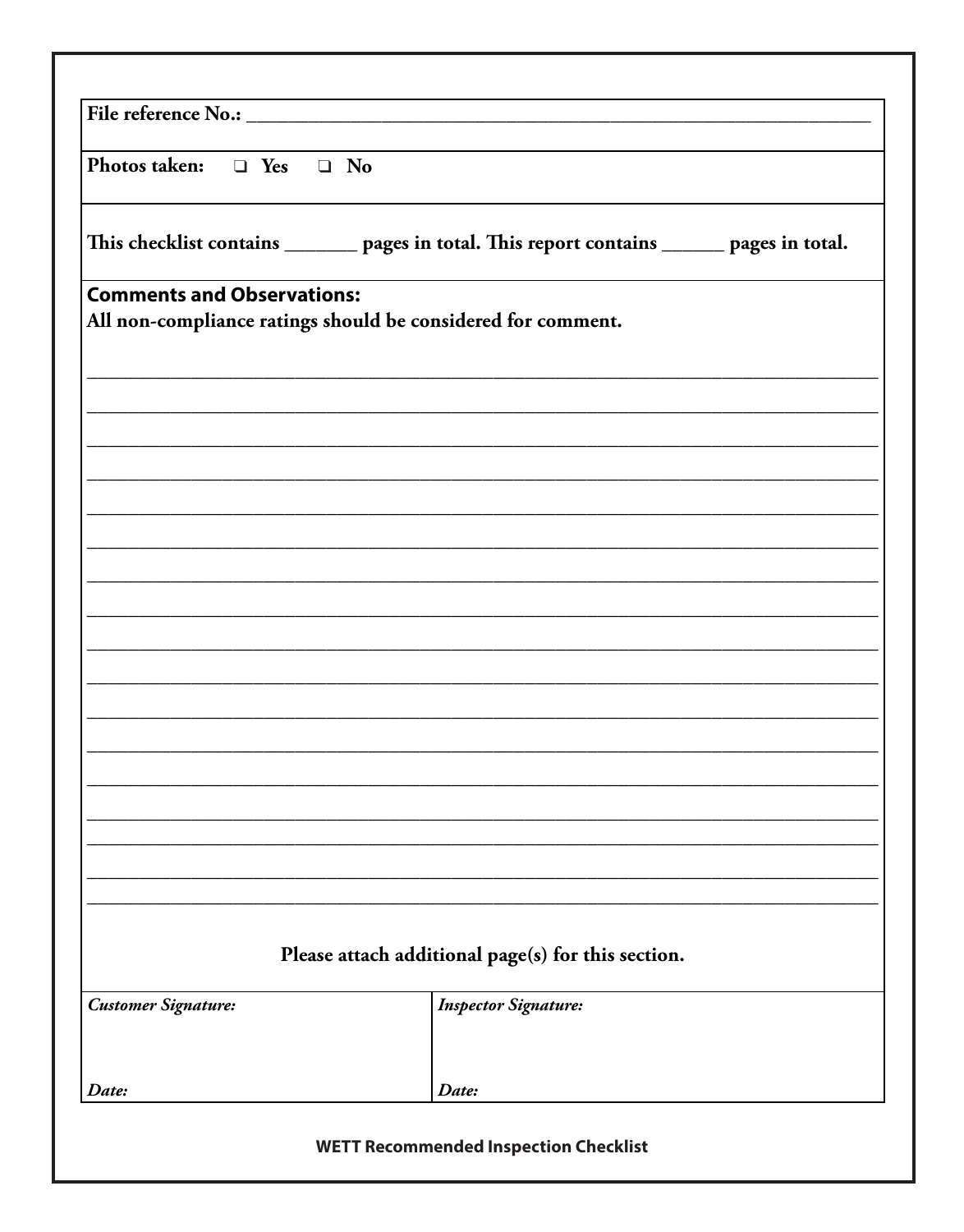**File reference No.:** ______________________________________________________________

**Photos taken:** ❑ Yes ❑ No

**This checklist contains _______ pages in total. This report contains ______ pages in total.**

**Comments and Observations:**

**All non-compliance ratings should be considered for comment.**

___________________________________________________________________________________

___________________________________________________________________________________

___________________________________________________________________________________

___________________________________________________________________________________

___________________________________________________________________________________

___________________________________________________________________________________

___________________________________________________________________________________

___________________________________________________________________________________

___________________________________________________________________________________

___________________________________________________________________________________

___________________________________________________________________________________

___________________________________________________________________________________

___________________________________________________________________________________

___________________________________________________________________________________

___________________________________________________________________________________

___________________________________________________________________________________

___________________________________________________________________________________

**Please attach additional page(s) for this section.**

| | |
|---|---|
| ***Customer Signature:*** | ***Inspector Signature:*** |
| ***Date:*** | ***Date:*** |

**WETT Recommended Inspection Checklist**